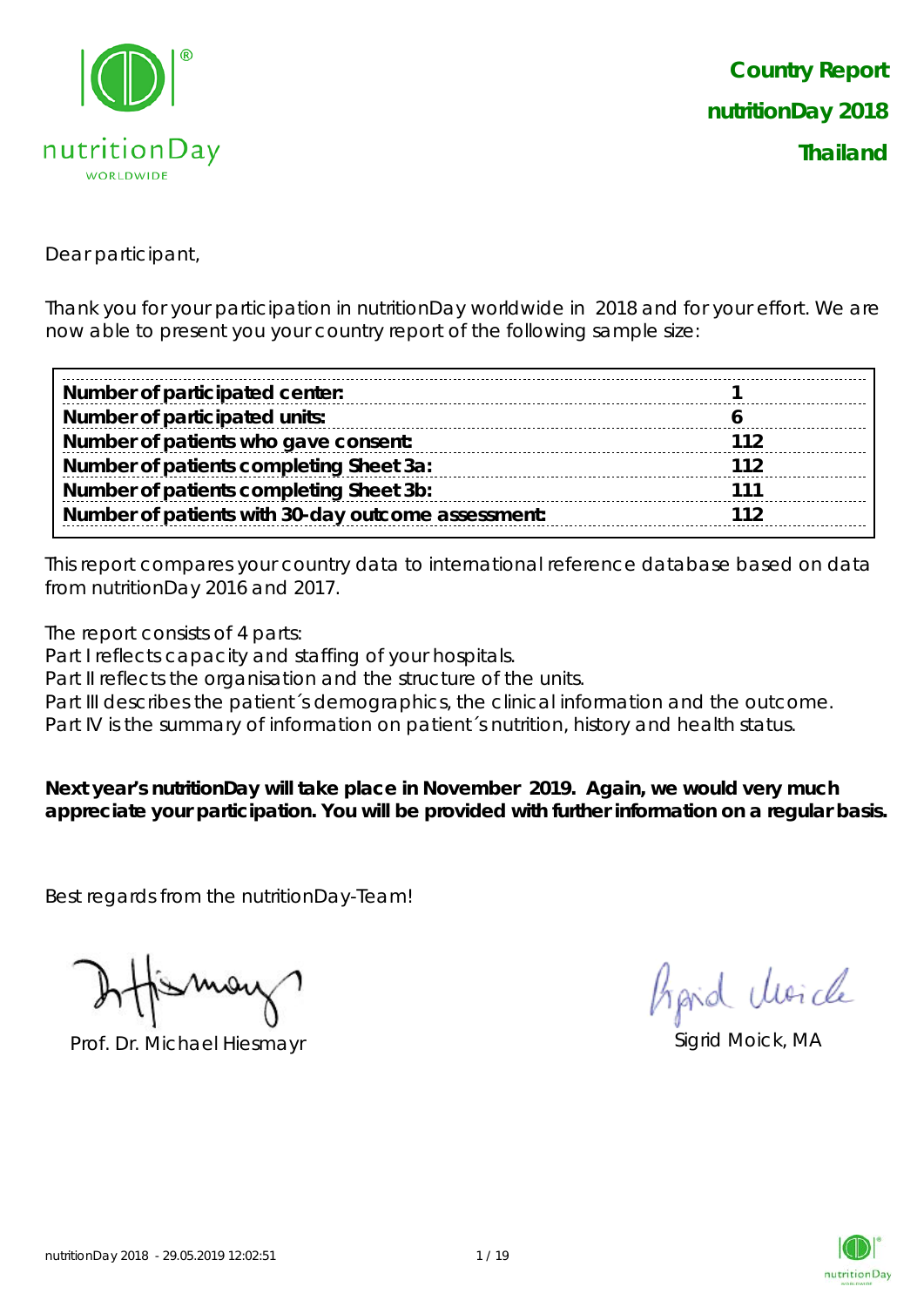# Country Report
## nutritionDay 2018
## Thailand

Dear participant,

Thank you for your participation in nutritionDay worldwide in 2018 and for your effort. We are now able to present you your country report of the following sample size:

| | |
|---|---|
| **Number of participated center:** | **1** |
| **Number of participated units:** | **6** |
| **Number of patients who gave consent:** | **112** |
| **Number of patients completing Sheet 3a:** | **112** |
| **Number of patients completing Sheet 3b:** | **111** |
| **Number of patients with 30-day outcome assessment:** | **112** |

This report compares your country data to international reference database based on data from nutritionDay 2016 and 2017.

The report consists of 4 parts:
Part I reflects capacity and staffing of your hospitals.
Part II reflects the organisation and the structure of the units.
Part III describes the patient´s demographics, the clinical information and the outcome.
Part IV is the summary of information on patient´s nutrition, history and health status.

**Next year's nutritionDay will take place in November 2019. Again, we would very much appreciate your participation. You will be provided with further information on a regular basis.**

Best regards from the nutritionDay-Team!

Prof. Dr. Michael Hiesmayr

Sigrid Moick, MA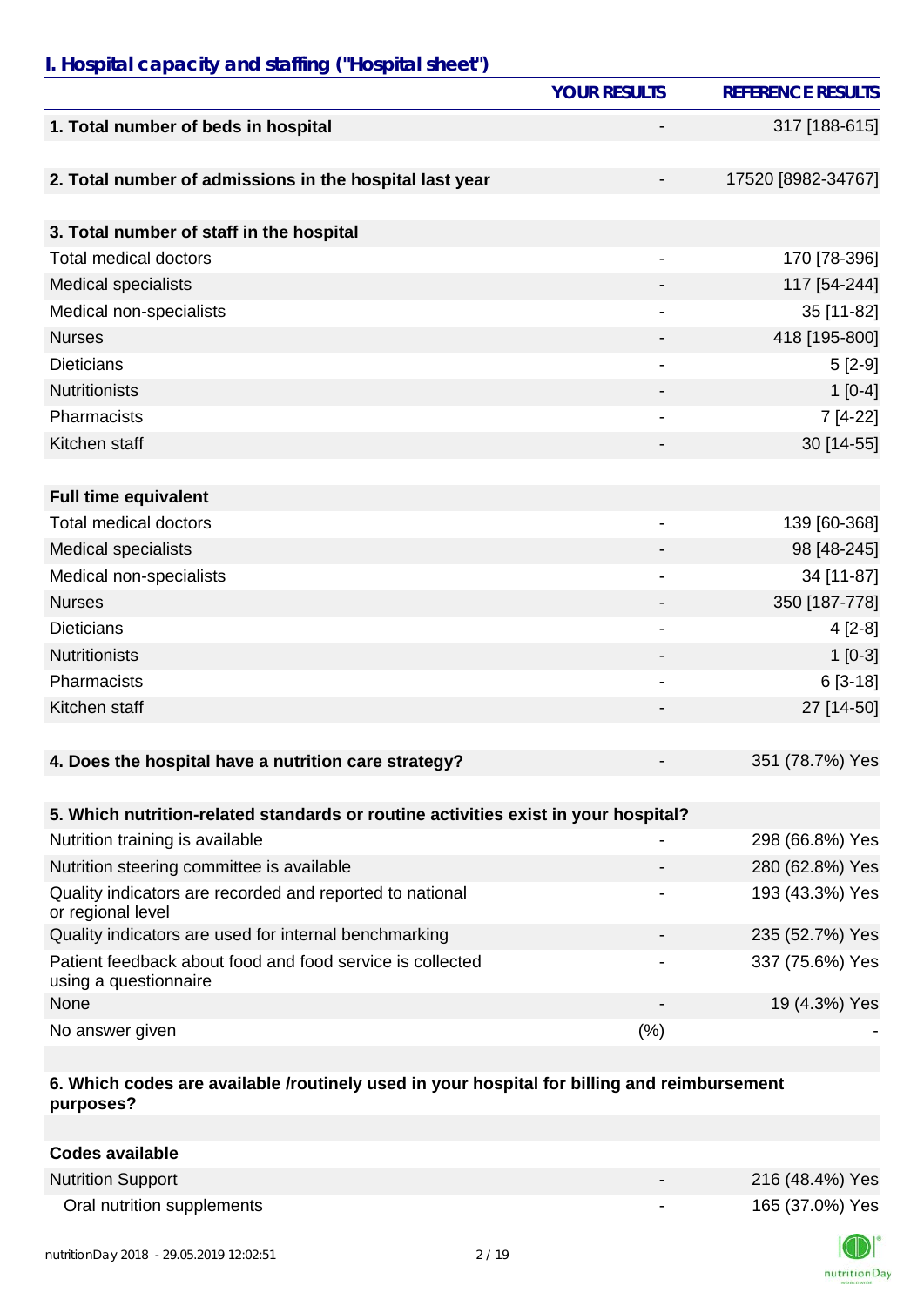## I. Hospital capacity and staffing ("Hospital sheet")

| | YOUR RESULTS | REFERENCE RESULTS |
|---|---|---|
| **1. Total number of beds in hospital** | - | 317 [188-615] |
| | | |
| **2. Total number of admissions in the hospital last year** | - | 17520 [8982-34767] |
| | | |
| **3. Total number of staff in the hospital** | | |
| Total medical doctors | - | 170 [78-396] |
| Medical specialists | - | 117 [54-244] |
| Medical non-specialists | - | 35 [11-82] |
| Nurses | - | 418 [195-800] |
| Dieticians | - | 5 [2-9] |
| Nutritionists | - | 1 [0-4] |
| Pharmacists | - | 7 [4-22] |
| Kitchen staff | - | 30 [14-55] |
| | | |
| **Full time equivalent** | | |
| Total medical doctors | - | 139 [60-368] |
| Medical specialists | - | 98 [48-245] |
| Medical non-specialists | - | 34 [11-87] |
| Nurses | - | 350 [187-778] |
| Dieticians | - | 4 [2-8] |
| Nutritionists | - | 1 [0-3] |
| Pharmacists | - | 6 [3-18] |
| Kitchen staff | - | 27 [14-50] |
| | | |
| **4. Does the hospital have a nutrition care strategy?** | - | 351 (78.7%) Yes |
| | | |
| **5. Which nutrition-related standards or routine activities exist in your hospital?** | | |
| Nutrition training is available | - | 298 (66.8%) Yes |
| Nutrition steering committee is available | - | 280 (62.8%) Yes |
| Quality indicators are recorded and reported to national or regional level | - | 193 (43.3%) Yes |
| Quality indicators are used for internal benchmarking | - | 235 (52.7%) Yes |
| Patient feedback about food and food service is collected using a questionnaire | - | 337 (75.6%) Yes |
| None | - | 19 (4.3%) Yes |
| No answer given | (%) | - |
| | | |
| **6. Which codes are available /routinely used in your hospital for billing and reimbursement purposes?** | | |
| | | |
| **Codes available** | | |
| Nutrition Support | - | 216 (48.4%) Yes |
| Oral nutrition supplements | - | 165 (37.0%) Yes |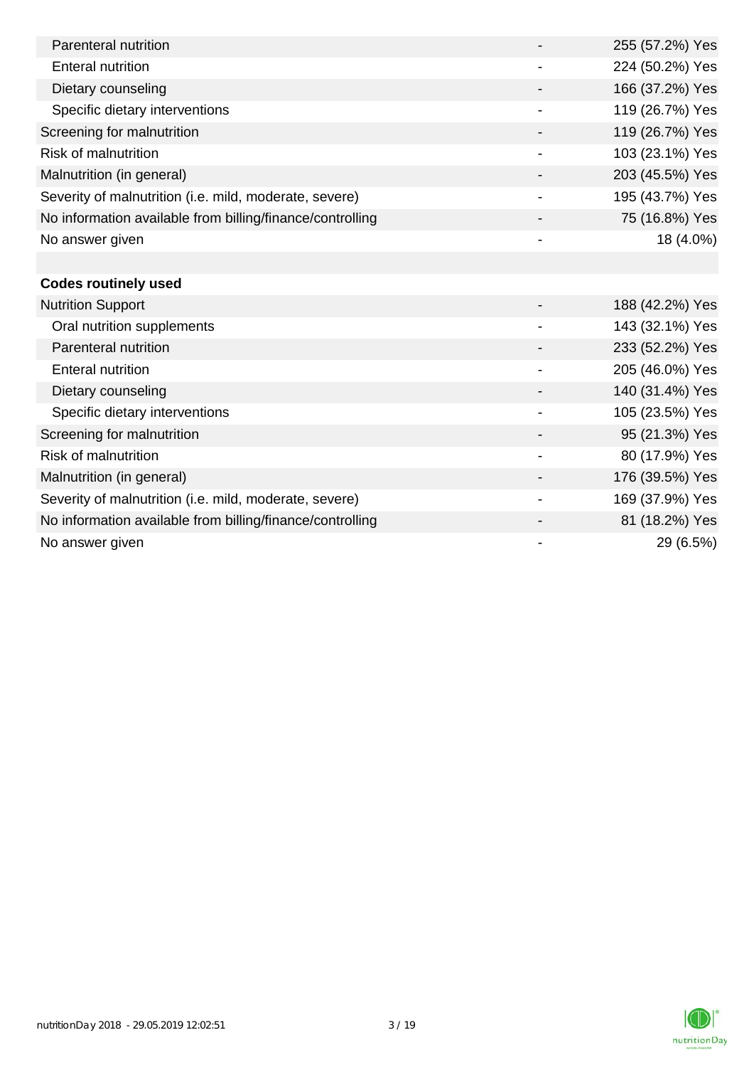| | | |
|---|---|---|
| Parenteral nutrition | - | 255 (57.2%) Yes |
| Enteral nutrition | - | 224 (50.2%) Yes |
| Dietary counseling | - | 166 (37.2%) Yes |
| Specific dietary interventions | - | 119 (26.7%) Yes |
| Screening for malnutrition | - | 119 (26.7%) Yes |
| Risk of malnutrition | - | 103 (23.1%) Yes |
| Malnutrition (in general) | - | 203 (45.5%) Yes |
| Severity of malnutrition (i.e. mild, moderate, severe) | - | 195 (43.7%) Yes |
| No information available from billing/finance/controlling | - | 75 (16.8%) Yes |
| No answer given | - | 18 (4.0%) |
| | | |
| **Codes routinely used** | | |
| Nutrition Support | - | 188 (42.2%) Yes |
| Oral nutrition supplements | - | 143 (32.1%) Yes |
| Parenteral nutrition | - | 233 (52.2%) Yes |
| Enteral nutrition | - | 205 (46.0%) Yes |
| Dietary counseling | - | 140 (31.4%) Yes |
| Specific dietary interventions | - | 105 (23.5%) Yes |
| Screening for malnutrition | - | 95 (21.3%) Yes |
| Risk of malnutrition | - | 80 (17.9%) Yes |
| Malnutrition (in general) | - | 176 (39.5%) Yes |
| Severity of malnutrition (i.e. mild, moderate, severe) | - | 169 (37.9%) Yes |
| No information available from billing/finance/controlling | - | 81 (18.2%) Yes |
| No answer given | - | 29 (6.5%) |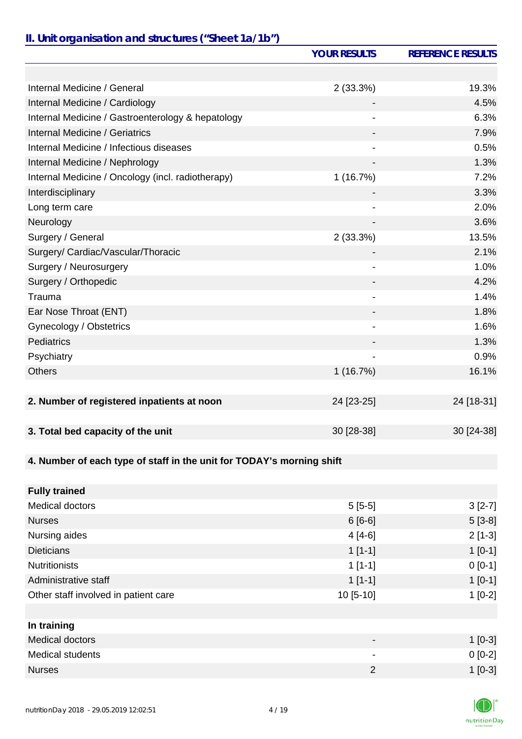## II. Unit organisation and structures ("Sheet 1a/1b")

| | YOUR RESULTS | REFERENCE RESULTS |
|---|---|---|
| | | |
| Internal Medicine / General | 2 (33.3%) | 19.3% |
| Internal Medicine / Cardiology | - | 4.5% |
| Internal Medicine / Gastroenterology & hepatology | - | 6.3% |
| Internal Medicine / Geriatrics | - | 7.9% |
| Internal Medicine / Infectious diseases | - | 0.5% |
| Internal Medicine / Nephrology | - | 1.3% |
| Internal Medicine / Oncology (incl. radiotherapy) | 1 (16.7%) | 7.2% |
| Interdisciplinary | - | 3.3% |
| Long term care | - | 2.0% |
| Neurology | - | 3.6% |
| Surgery / General | 2 (33.3%) | 13.5% |
| Surgery/ Cardiac/Vascular/Thoracic | - | 2.1% |
| Surgery / Neurosurgery | - | 1.0% |
| Surgery / Orthopedic | - | 4.2% |
| Trauma | - | 1.4% |
| Ear Nose Throat (ENT) | - | 1.8% |
| Gynecology / Obstetrics | - | 1.6% |
| Pediatrics | - | 1.3% |
| Psychiatry | - | 0.9% |
| Others | 1 (16.7%) | 16.1% |
| | | |
| **2. Number of registered inpatients at noon** | 24 [23-25] | 24 [18-31] |
| | | |
| **3. Total bed capacity of the unit** | 30 [28-38] | 30 [24-38] |
| | | |
| **4. Number of each type of staff in the unit for TODAY's morning shift** | | |
| | | |
| **Fully trained** | | |
| Medical doctors | 5 [5-5] | 3 [2-7] |
| Nurses | 6 [6-6] | 5 [3-8] |
| Nursing aides | 4 [4-6] | 2 [1-3] |
| Dieticians | 1 [1-1] | 1 [0-1] |
| Nutritionists | 1 [1-1] | 0 [0-1] |
| Administrative staff | 1 [1-1] | 1 [0-1] |
| Other staff involved in patient care | 10 [5-10] | 1 [0-2] |
| | | |
| **In training** | | |
| Medical doctors | - | 1 [0-3] |
| Medical students | - | 0 [0-2] |
| Nurses | 2 | 1 [0-3] |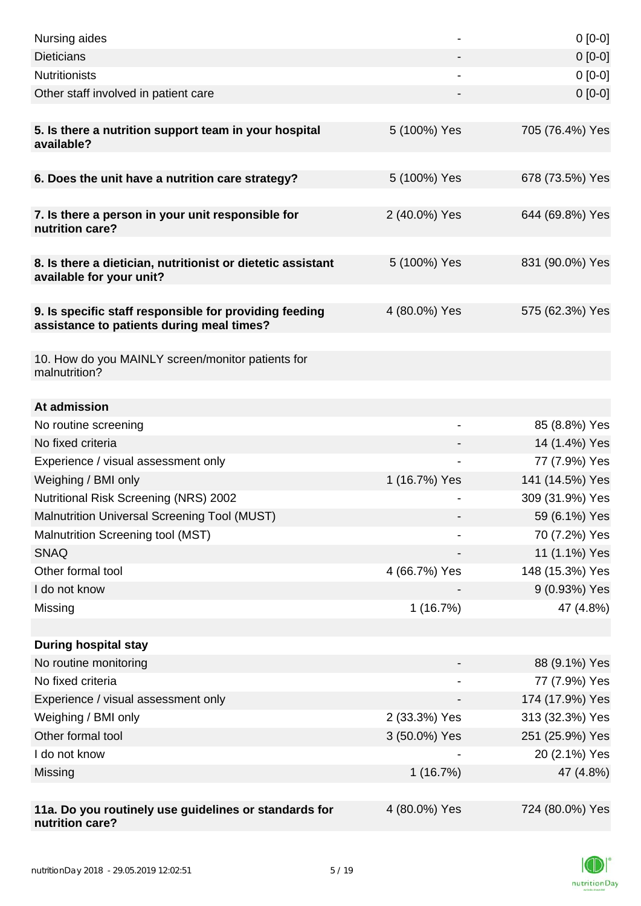| | | |
|---|---|---|
| Nursing aides | - | 0 [0-0] |
| Dieticians | - | 0 [0-0] |
| Nutritionists | - | 0 [0-0] |
| Other staff involved in patient care | - | 0 [0-0] |
| | | |
| **5. Is there a nutrition support team in your hospital available?** | 5 (100%) Yes | 705 (76.4%) Yes |
| | | |
| **6. Does the unit have a nutrition care strategy?** | 5 (100%) Yes | 678 (73.5%) Yes |
| | | |
| **7. Is there a person in your unit responsible for nutrition care?** | 2 (40.0%) Yes | 644 (69.8%) Yes |
| | | |
| **8. Is there a dietician, nutritionist or dietetic assistant available for your unit?** | 5 (100%) Yes | 831 (90.0%) Yes |
| | | |
| **9. Is specific staff responsible for providing feeding assistance to patients during meal times?** | 4 (80.0%) Yes | 575 (62.3%) Yes |
| | | |
| 10. How do you MAINLY screen/monitor patients for malnutrition? | | |
| | | |
| **At admission** | | |
| No routine screening | - | 85 (8.8%) Yes |
| No fixed criteria | - | 14 (1.4%) Yes |
| Experience / visual assessment only | - | 77 (7.9%) Yes |
| Weighing / BMI only | 1 (16.7%) Yes | 141 (14.5%) Yes |
| Nutritional Risk Screening (NRS) 2002 | - | 309 (31.9%) Yes |
| Malnutrition Universal Screening Tool (MUST) | - | 59 (6.1%) Yes |
| Malnutrition Screening tool (MST) | - | 70 (7.2%) Yes |
| SNAQ | - | 11 (1.1%) Yes |
| Other formal tool | 4 (66.7%) Yes | 148 (15.3%) Yes |
| I do not know | - | 9 (0.93%) Yes |
| Missing | 1 (16.7%) | 47 (4.8%) |
| | | |
| **During hospital stay** | | |
| No routine monitoring | - | 88 (9.1%) Yes |
| No fixed criteria | - | 77 (7.9%) Yes |
| Experience / visual assessment only | - | 174 (17.9%) Yes |
| Weighing / BMI only | 2 (33.3%) Yes | 313 (32.3%) Yes |
| Other formal tool | 3 (50.0%) Yes | 251 (25.9%) Yes |
| I do not know | - | 20 (2.1%) Yes |
| Missing | 1 (16.7%) | 47 (4.8%) |
| | | |
| **11a. Do you routinely use guidelines or standards for nutrition care?** | 4 (80.0%) Yes | 724 (80.0%) Yes |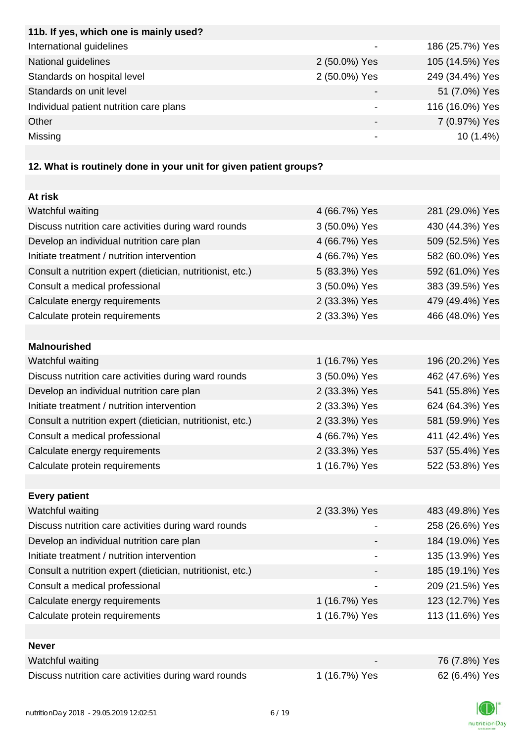| 11b. If yes, which one is mainly used? | | |
|---|---|---|
| International guidelines | - | 186 (25.7%) Yes |
| National guidelines | 2 (50.0%) Yes | 105 (14.5%) Yes |
| Standards on hospital level | 2 (50.0%) Yes | 249 (34.4%) Yes |
| Standards on unit level | - | 51 (7.0%) Yes |
| Individual patient nutrition care plans | - | 116 (16.0%) Yes |
| Other | - | 7 (0.97%) Yes |
| Missing | - | 10 (1.4%) |

| 12. What is routinely done in your unit for given patient groups? | | |
|---|---|---|
| **At risk** | | |
| Watchful waiting | 4 (66.7%) Yes | 281 (29.0%) Yes |
| Discuss nutrition care activities during ward rounds | 3 (50.0%) Yes | 430 (44.3%) Yes |
| Develop an individual nutrition care plan | 4 (66.7%) Yes | 509 (52.5%) Yes |
| Initiate treatment / nutrition intervention | 4 (66.7%) Yes | 582 (60.0%) Yes |
| Consult a nutrition expert (dietician, nutritionist, etc.) | 5 (83.3%) Yes | 592 (61.0%) Yes |
| Consult a medical professional | 3 (50.0%) Yes | 383 (39.5%) Yes |
| Calculate energy requirements | 2 (33.3%) Yes | 479 (49.4%) Yes |
| Calculate protein requirements | 2 (33.3%) Yes | 466 (48.0%) Yes |
| **Malnourished** | | |
| Watchful waiting | 1 (16.7%) Yes | 196 (20.2%) Yes |
| Discuss nutrition care activities during ward rounds | 3 (50.0%) Yes | 462 (47.6%) Yes |
| Develop an individual nutrition care plan | 2 (33.3%) Yes | 541 (55.8%) Yes |
| Initiate treatment / nutrition intervention | 2 (33.3%) Yes | 624 (64.3%) Yes |
| Consult a nutrition expert (dietician, nutritionist, etc.) | 2 (33.3%) Yes | 581 (59.9%) Yes |
| Consult a medical professional | 4 (66.7%) Yes | 411 (42.4%) Yes |
| Calculate energy requirements | 2 (33.3%) Yes | 537 (55.4%) Yes |
| Calculate protein requirements | 1 (16.7%) Yes | 522 (53.8%) Yes |
| **Every patient** | | |
| Watchful waiting | 2 (33.3%) Yes | 483 (49.8%) Yes |
| Discuss nutrition care activities during ward rounds | - | 258 (26.6%) Yes |
| Develop an individual nutrition care plan | - | 184 (19.0%) Yes |
| Initiate treatment / nutrition intervention | - | 135 (13.9%) Yes |
| Consult a nutrition expert (dietician, nutritionist, etc.) | - | 185 (19.1%) Yes |
| Consult a medical professional | - | 209 (21.5%) Yes |
| Calculate energy requirements | 1 (16.7%) Yes | 123 (12.7%) Yes |
| Calculate protein requirements | 1 (16.7%) Yes | 113 (11.6%) Yes |
| **Never** | | |
| Watchful waiting | - | 76 (7.8%) Yes |
| Discuss nutrition care activities during ward rounds | 1 (16.7%) Yes | 62 (6.4%) Yes |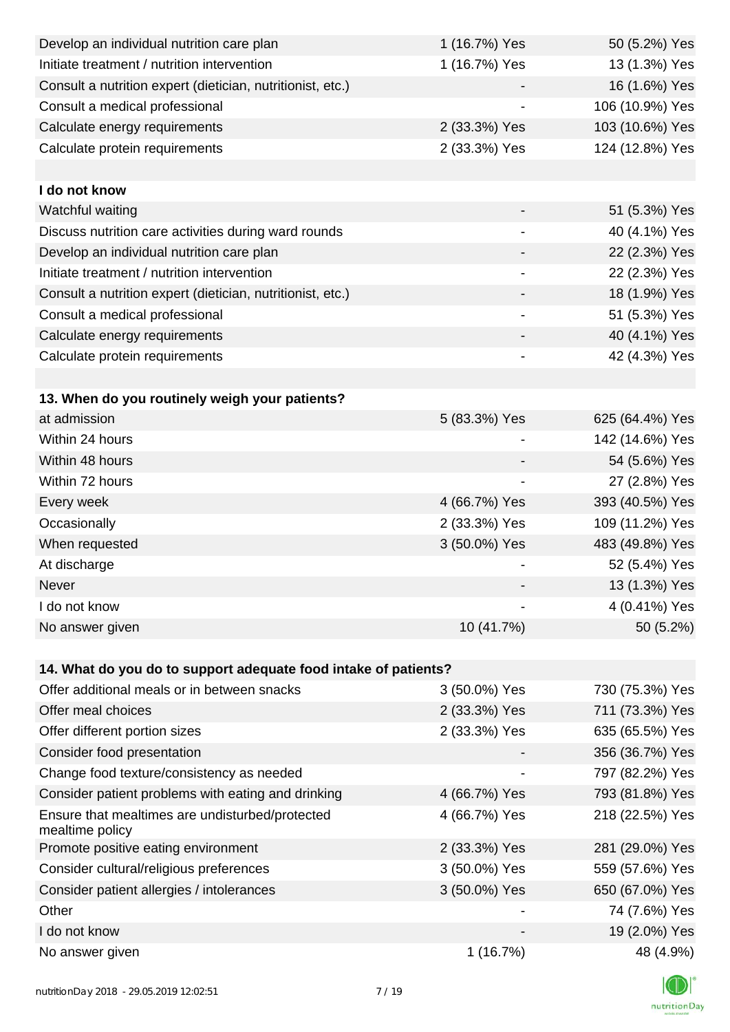| | | |
|---|---|---|
| Develop an individual nutrition care plan | 1 (16.7%) Yes | 50 (5.2%) Yes |
| Initiate treatment / nutrition intervention | 1 (16.7%) Yes | 13 (1.3%) Yes |
| Consult a nutrition expert (dietician, nutritionist, etc.) | - | 16 (1.6%) Yes |
| Consult a medical professional | - | 106 (10.9%) Yes |
| Calculate energy requirements | 2 (33.3%) Yes | 103 (10.6%) Yes |
| Calculate protein requirements | 2 (33.3%) Yes | 124 (12.8%) Yes |
| | | |
| **I do not know** | | |
| Watchful waiting | - | 51 (5.3%) Yes |
| Discuss nutrition care activities during ward rounds | - | 40 (4.1%) Yes |
| Develop an individual nutrition care plan | - | 22 (2.3%) Yes |
| Initiate treatment / nutrition intervention | - | 22 (2.3%) Yes |
| Consult a nutrition expert (dietician, nutritionist, etc.) | - | 18 (1.9%) Yes |
| Consult a medical professional | - | 51 (5.3%) Yes |
| Calculate energy requirements | - | 40 (4.1%) Yes |
| Calculate protein requirements | - | 42 (4.3%) Yes |

| **13. When do you routinely weigh your patients?** | | |
|---|---|---|
| at admission | 5 (83.3%) Yes | 625 (64.4%) Yes |
| Within 24 hours | - | 142 (14.6%) Yes |
| Within 48 hours | - | 54 (5.6%) Yes |
| Within 72 hours | - | 27 (2.8%) Yes |
| Every week | 4 (66.7%) Yes | 393 (40.5%) Yes |
| Occasionally | 2 (33.3%) Yes | 109 (11.2%) Yes |
| When requested | 3 (50.0%) Yes | 483 (49.8%) Yes |
| At discharge | - | 52 (5.4%) Yes |
| Never | - | 13 (1.3%) Yes |
| I do not know | - | 4 (0.41%) Yes |
| No answer given | 10 (41.7%) | 50 (5.2%) |

| **14. What do you do to support adequate food intake of patients?** | | |
|---|---|---|
| Offer additional meals or in between snacks | 3 (50.0%) Yes | 730 (75.3%) Yes |
| Offer meal choices | 2 (33.3%) Yes | 711 (73.3%) Yes |
| Offer different portion sizes | 2 (33.3%) Yes | 635 (65.5%) Yes |
| Consider food presentation | - | 356 (36.7%) Yes |
| Change food texture/consistency as needed | - | 797 (82.2%) Yes |
| Consider patient problems with eating and drinking | 4 (66.7%) Yes | 793 (81.8%) Yes |
| Ensure that mealtimes are undisturbed/protected mealtime policy | 4 (66.7%) Yes | 218 (22.5%) Yes |
| Promote positive eating environment | 2 (33.3%) Yes | 281 (29.0%) Yes |
| Consider cultural/religious preferences | 3 (50.0%) Yes | 559 (57.6%) Yes |
| Consider patient allergies / intolerances | 3 (50.0%) Yes | 650 (67.0%) Yes |
| Other | - | 74 (7.6%) Yes |
| I do not know | - | 19 (2.0%) Yes |
| No answer given | 1 (16.7%) | 48 (4.9%) |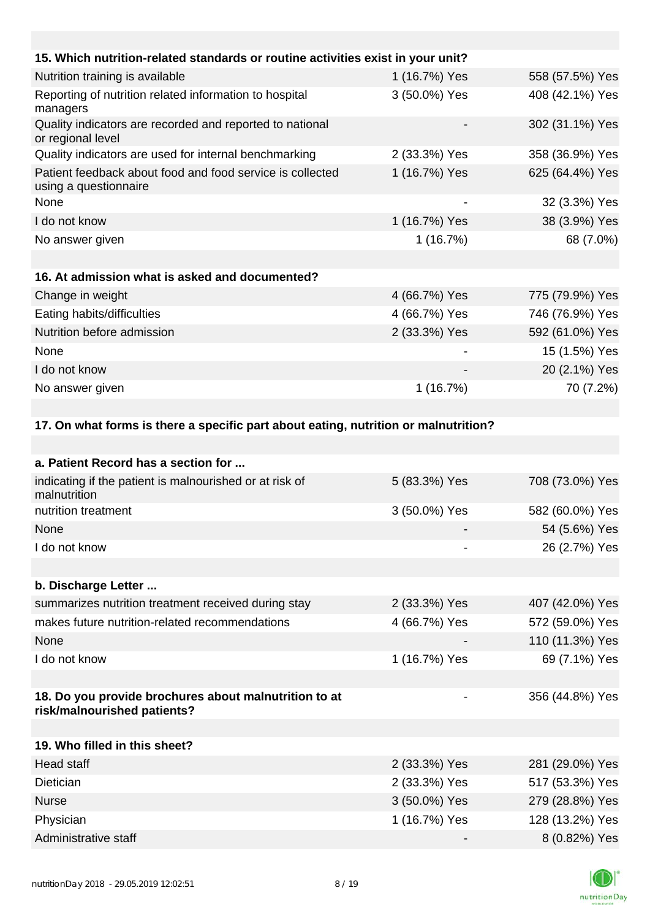| 15. Which nutrition-related standards or routine activities exist in your unit? | | |
|---|---|---|
| Nutrition training is available | 1 (16.7%) Yes | 558 (57.5%) Yes |
| Reporting of nutrition related information to hospital managers | 3 (50.0%) Yes | 408 (42.1%) Yes |
| Quality indicators are recorded and reported to national or regional level | - | 302 (31.1%) Yes |
| Quality indicators are used for internal benchmarking | 2 (33.3%) Yes | 358 (36.9%) Yes |
| Patient feedback about food and food service is collected using a questionnaire | 1 (16.7%) Yes | 625 (64.4%) Yes |
| None | - | 32 (3.3%) Yes |
| I do not know | 1 (16.7%) Yes | 38 (3.9%) Yes |
| No answer given | 1 (16.7%) | 68 (7.0%) |

| 16. At admission what is asked and documented? | | |
|---|---|---|
| Change in weight | 4 (66.7%) Yes | 775 (79.9%) Yes |
| Eating habits/difficulties | 4 (66.7%) Yes | 746 (76.9%) Yes |
| Nutrition before admission | 2 (33.3%) Yes | 592 (61.0%) Yes |
| None | - | 15 (1.5%) Yes |
| I do not know | - | 20 (2.1%) Yes |
| No answer given | 1 (16.7%) | 70 (7.2%) |

**17. On what forms is there a specific part about eating, nutrition or malnutrition?**

| a. Patient Record has a section for ... | | |
|---|---|---|
| indicating if the patient is malnourished or at risk of malnutrition | 5 (83.3%) Yes | 708 (73.0%) Yes |
| nutrition treatment | 3 (50.0%) Yes | 582 (60.0%) Yes |
| None | - | 54 (5.6%) Yes |
| I do not know | - | 26 (2.7%) Yes |

| b. Discharge Letter ... | | |
|---|---|---|
| summarizes nutrition treatment received during stay | 2 (33.3%) Yes | 407 (42.0%) Yes |
| makes future nutrition-related recommendations | 4 (66.7%) Yes | 572 (59.0%) Yes |
| None | - | 110 (11.3%) Yes |
| I do not know | 1 (16.7%) Yes | 69 (7.1%) Yes |

| 18. Do you provide brochures about malnutrition to at risk/malnourished patients? | - | 356 (44.8%) Yes |
|---|---|---|

| 19. Who filled in this sheet? | | |
|---|---|---|
| Head staff | 2 (33.3%) Yes | 281 (29.0%) Yes |
| Dietician | 2 (33.3%) Yes | 517 (53.3%) Yes |
| Nurse | 3 (50.0%) Yes | 279 (28.8%) Yes |
| Physician | 1 (16.7%) Yes | 128 (13.2%) Yes |
| Administrative staff | - | 8 (0.82%) Yes |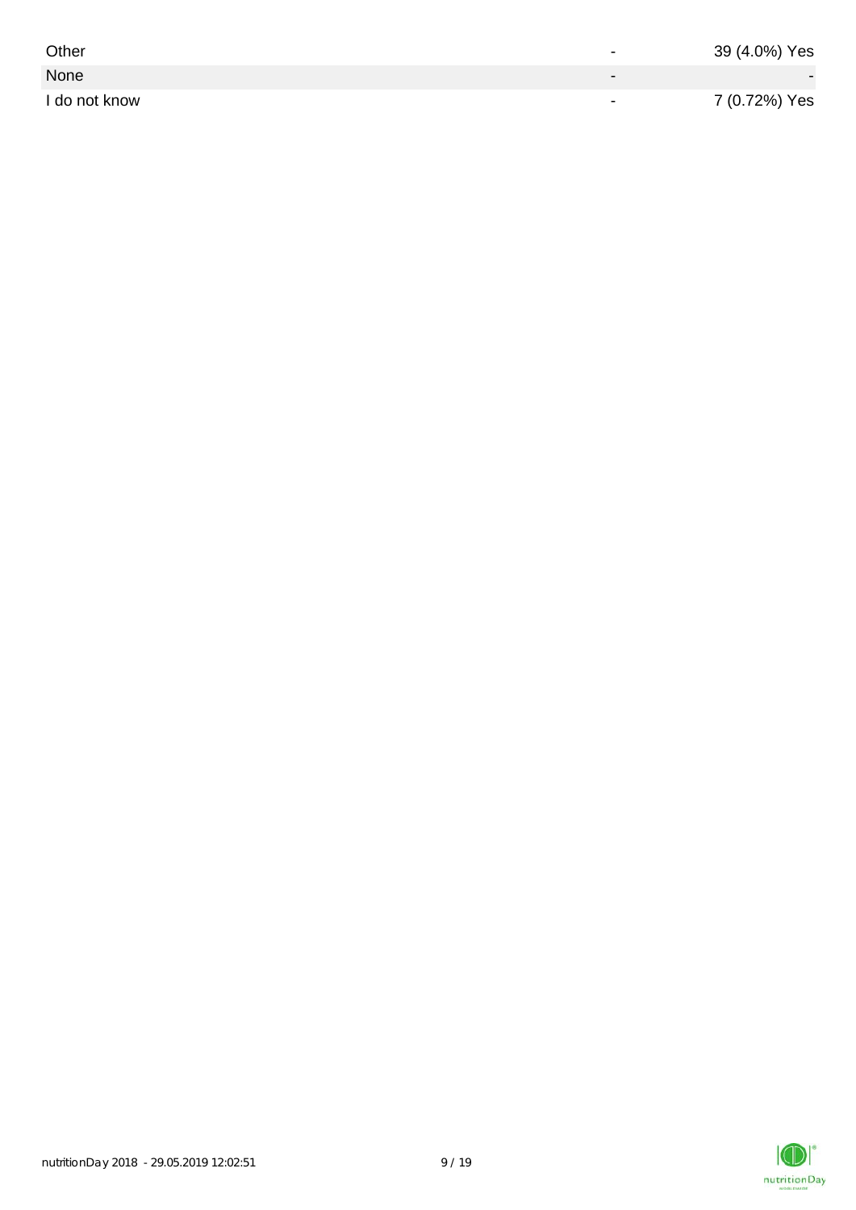| | | |
|---|---|---|
| Other | - | 39 (4.0%) Yes |
| None | - | - |
| I do not know | - | 7 (0.72%) Yes |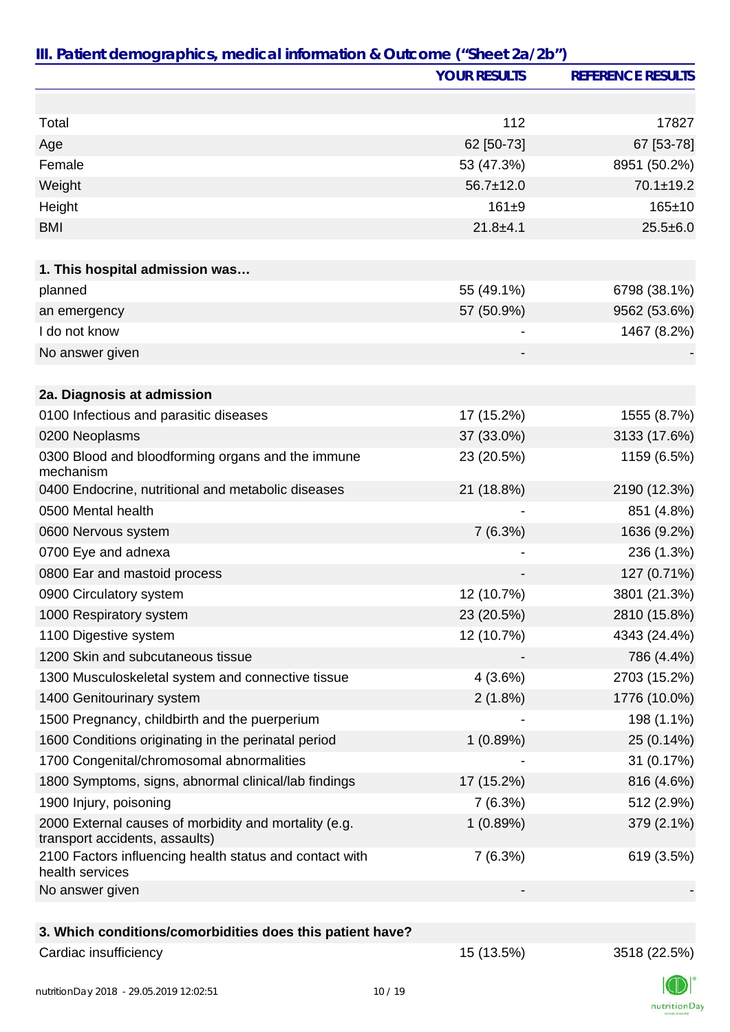## III. Patient demographics, medical information & Outcome ("Sheet 2a/2b")

| | YOUR RESULTS | REFERENCE RESULTS |
|---|---|---|
| | | |
| Total | 112 | 17827 |
| Age | 62 [50-73] | 67 [53-78] |
| Female | 53 (47.3%) | 8951 (50.2%) |
| Weight | 56.7±12.0 | 70.1±19.2 |
| Height | 161±9 | 165±10 |
| BMI | 21.8±4.1 | 25.5±6.0 |
| | | |
| **1. This hospital admission was…** | | |
| planned | 55 (49.1%) | 6798 (38.1%) |
| an emergency | 57 (50.9%) | 9562 (53.6%) |
| I do not know | - | 1467 (8.2%) |
| No answer given | - | - |
| | | |
| **2a. Diagnosis at admission** | | |
| 0100 Infectious and parasitic diseases | 17 (15.2%) | 1555 (8.7%) |
| 0200 Neoplasms | 37 (33.0%) | 3133 (17.6%) |
| 0300 Blood and bloodforming organs and the immune mechanism | 23 (20.5%) | 1159 (6.5%) |
| 0400 Endocrine, nutritional and metabolic diseases | 21 (18.8%) | 2190 (12.3%) |
| 0500 Mental health | - | 851 (4.8%) |
| 0600 Nervous system | 7 (6.3%) | 1636 (9.2%) |
| 0700 Eye and adnexa | - | 236 (1.3%) |
| 0800 Ear and mastoid process | - | 127 (0.71%) |
| 0900 Circulatory system | 12 (10.7%) | 3801 (21.3%) |
| 1000 Respiratory system | 23 (20.5%) | 2810 (15.8%) |
| 1100 Digestive system | 12 (10.7%) | 4343 (24.4%) |
| 1200 Skin and subcutaneous tissue | - | 786 (4.4%) |
| 1300 Musculoskeletal system and connective tissue | 4 (3.6%) | 2703 (15.2%) |
| 1400 Genitourinary system | 2 (1.8%) | 1776 (10.0%) |
| 1500 Pregnancy, childbirth and the puerperium | - | 198 (1.1%) |
| 1600 Conditions originating in the perinatal period | 1 (0.89%) | 25 (0.14%) |
| 1700 Congenital/chromosomal abnormalities | - | 31 (0.17%) |
| 1800 Symptoms, signs, abnormal clinical/lab findings | 17 (15.2%) | 816 (4.6%) |
| 1900 Injury, poisoning | 7 (6.3%) | 512 (2.9%) |
| 2000 External causes of morbidity and mortality (e.g. transport accidents, assaults) | 1 (0.89%) | 379 (2.1%) |
| 2100 Factors influencing health status and contact with health services | 7 (6.3%) | 619 (3.5%) |
| No answer given | - | - |
| | | |
| **3. Which conditions/comorbidities does this patient have?** | | |
| Cardiac insufficiency | 15 (13.5%) | 3518 (22.5%) |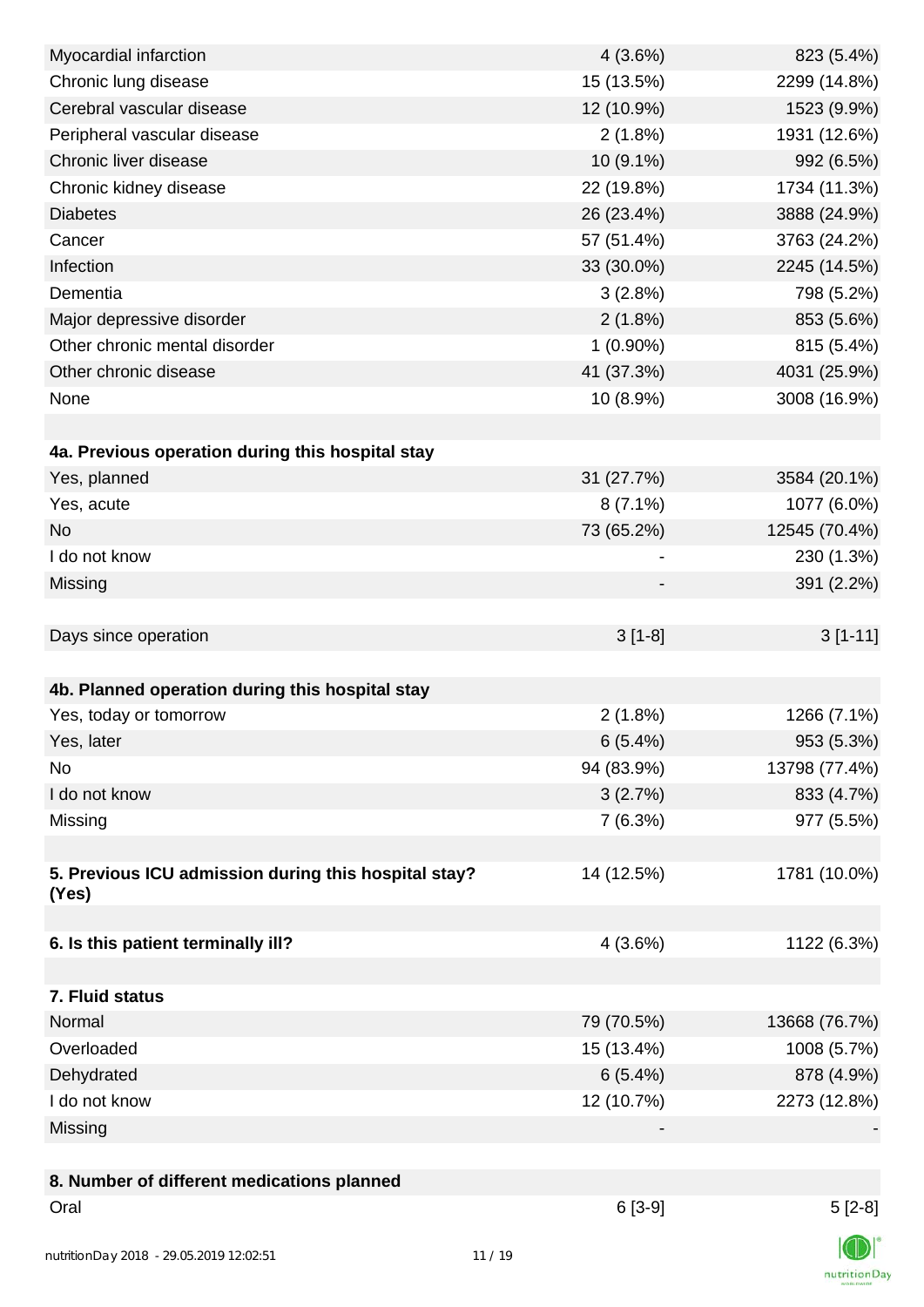| | | |
|---|---|---|
| Myocardial infarction | 4 (3.6%) | 823 (5.4%) |
| Chronic lung disease | 15 (13.5%) | 2299 (14.8%) |
| Cerebral vascular disease | 12 (10.9%) | 1523 (9.9%) |
| Peripheral vascular disease | 2 (1.8%) | 1931 (12.6%) |
| Chronic liver disease | 10 (9.1%) | 992 (6.5%) |
| Chronic kidney disease | 22 (19.8%) | 1734 (11.3%) |
| Diabetes | 26 (23.4%) | 3888 (24.9%) |
| Cancer | 57 (51.4%) | 3763 (24.2%) |
| Infection | 33 (30.0%) | 2245 (14.5%) |
| Dementia | 3 (2.8%) | 798 (5.2%) |
| Major depressive disorder | 2 (1.8%) | 853 (5.6%) |
| Other chronic mental disorder | 1 (0.90%) | 815 (5.4%) |
| Other chronic disease | 41 (37.3%) | 4031 (25.9%) |
| None | 10 (8.9%) | 3008 (16.9%) |
| | | |
| **4a. Previous operation during this hospital stay** | | |
| Yes, planned | 31 (27.7%) | 3584 (20.1%) |
| Yes, acute | 8 (7.1%) | 1077 (6.0%) |
| No | 73 (65.2%) | 12545 (70.4%) |
| I do not know | - | 230 (1.3%) |
| Missing | - | 391 (2.2%) |
| | | |
| Days since operation | 3 [1-8] | 3 [1-11] |
| | | |
| **4b. Planned operation during this hospital stay** | | |
| Yes, today or tomorrow | 2 (1.8%) | 1266 (7.1%) |
| Yes, later | 6 (5.4%) | 953 (5.3%) |
| No | 94 (83.9%) | 13798 (77.4%) |
| I do not know | 3 (2.7%) | 833 (4.7%) |
| Missing | 7 (6.3%) | 977 (5.5%) |
| | | |
| **5. Previous ICU admission during this hospital stay? (Yes)** | 14 (12.5%) | 1781 (10.0%) |
| | | |
| **6. Is this patient terminally ill?** | 4 (3.6%) | 1122 (6.3%) |
| | | |
| **7. Fluid status** | | |
| Normal | 79 (70.5%) | 13668 (76.7%) |
| Overloaded | 15 (13.4%) | 1008 (5.7%) |
| Dehydrated | 6 (5.4%) | 878 (4.9%) |
| I do not know | 12 (10.7%) | 2273 (12.8%) |
| Missing | - | - |
| | | |
| **8. Number of different medications planned** | | |
| Oral | 6 [3-9] | 5 [2-8] |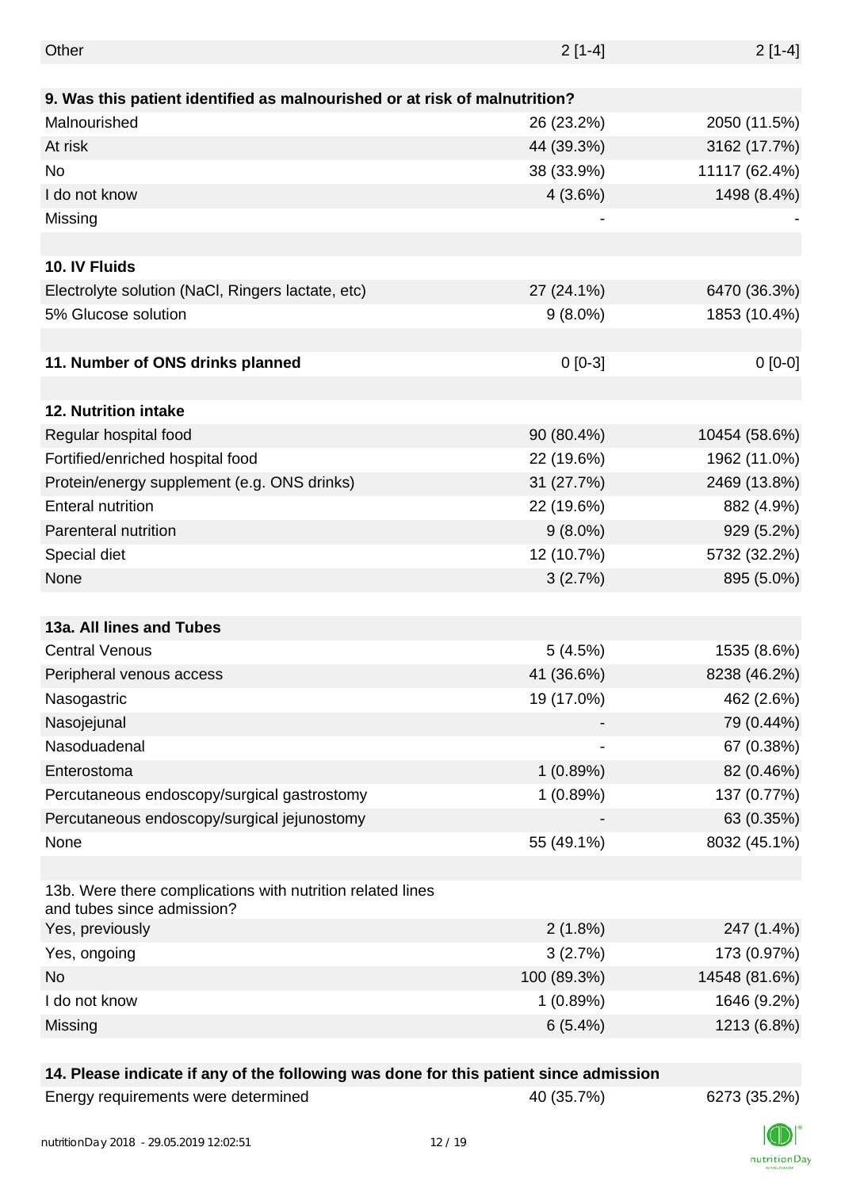| | | |
|---|---|---|
| Other | 2 [1-4] | 2 [1-4] |
| **9. Was this patient identified as malnourished or at risk of malnutrition?** | | |
| Malnourished | 26 (23.2%) | 2050 (11.5%) |
| At risk | 44 (39.3%) | 3162 (17.7%) |
| No | 38 (33.9%) | 11117 (62.4%) |
| I do not know | 4 (3.6%) | 1498 (8.4%) |
| Missing | - | - |
| **10. IV Fluids** | | |
| Electrolyte solution (NaCl, Ringers lactate, etc) | 27 (24.1%) | 6470 (36.3%) |
| 5% Glucose solution | 9 (8.0%) | 1853 (10.4%) |
| **11. Number of ONS drinks planned** | 0 [0-3] | 0 [0-0] |
| **12. Nutrition intake** | | |
| Regular hospital food | 90 (80.4%) | 10454 (58.6%) |
| Fortified/enriched hospital food | 22 (19.6%) | 1962 (11.0%) |
| Protein/energy supplement (e.g. ONS drinks) | 31 (27.7%) | 2469 (13.8%) |
| Enteral nutrition | 22 (19.6%) | 882 (4.9%) |
| Parenteral nutrition | 9 (8.0%) | 929 (5.2%) |
| Special diet | 12 (10.7%) | 5732 (32.2%) |
| None | 3 (2.7%) | 895 (5.0%) |
| **13a. All lines and Tubes** | | |
| Central Venous | 5 (4.5%) | 1535 (8.6%) |
| Peripheral venous access | 41 (36.6%) | 8238 (46.2%) |
| Nasogastric | 19 (17.0%) | 462 (2.6%) |
| Nasojejunal | - | 79 (0.44%) |
| Nasoduadenal | - | 67 (0.38%) |
| Enterostoma | 1 (0.89%) | 82 (0.46%) |
| Percutaneous endoscopy/surgical gastrostomy | 1 (0.89%) | 137 (0.77%) |
| Percutaneous endoscopy/surgical jejunostomy | - | 63 (0.35%) |
| None | 55 (49.1%) | 8032 (45.1%) |
| 13b. Were there complications with nutrition related lines and tubes since admission? | | |
| Yes, previously | 2 (1.8%) | 247 (1.4%) |
| Yes, ongoing | 3 (2.7%) | 173 (0.97%) |
| No | 100 (89.3%) | 14548 (81.6%) |
| I do not know | 1 (0.89%) | 1646 (9.2%) |
| Missing | 6 (5.4%) | 1213 (6.8%) |
| **14. Please indicate if any of the following was done for this patient since admission** | | |
| Energy requirements were determined | 40 (35.7%) | 6273 (35.2%) |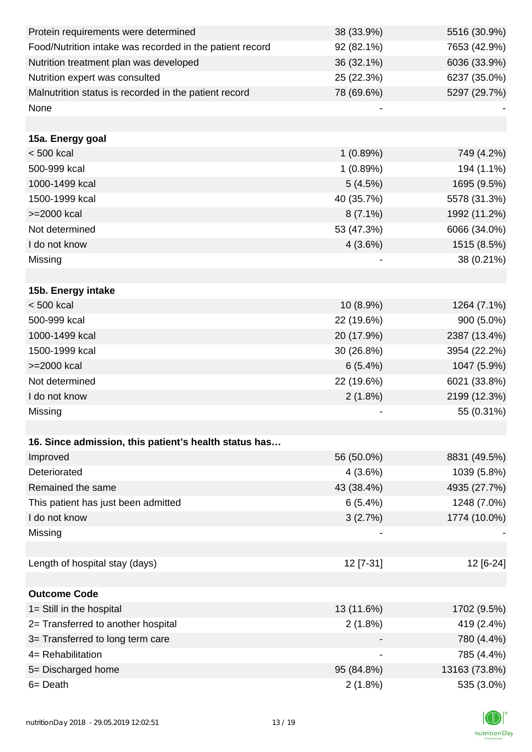| | | |
|---|---|---|
| Protein requirements were determined | 38 (33.9%) | 5516 (30.9%) |
| Food/Nutrition intake was recorded in the patient record | 92 (82.1%) | 7653 (42.9%) |
| Nutrition treatment plan was developed | 36 (32.1%) | 6036 (33.9%) |
| Nutrition expert was consulted | 25 (22.3%) | 6237 (35.0%) |
| Malnutrition status is recorded in the patient record | 78 (69.6%) | 5297 (29.7%) |
| None | - | - |
| | | |
| **15a. Energy goal** | | |
| < 500 kcal | 1 (0.89%) | 749 (4.2%) |
| 500-999 kcal | 1 (0.89%) | 194 (1.1%) |
| 1000-1499 kcal | 5 (4.5%) | 1695 (9.5%) |
| 1500-1999 kcal | 40 (35.7%) | 5578 (31.3%) |
| >=2000 kcal | 8 (7.1%) | 1992 (11.2%) |
| Not determined | 53 (47.3%) | 6066 (34.0%) |
| I do not know | 4 (3.6%) | 1515 (8.5%) |
| Missing | - | 38 (0.21%) |
| | | |
| **15b. Energy intake** | | |
| < 500 kcal | 10 (8.9%) | 1264 (7.1%) |
| 500-999 kcal | 22 (19.6%) | 900 (5.0%) |
| 1000-1499 kcal | 20 (17.9%) | 2387 (13.4%) |
| 1500-1999 kcal | 30 (26.8%) | 3954 (22.2%) |
| >=2000 kcal | 6 (5.4%) | 1047 (5.9%) |
| Not determined | 22 (19.6%) | 6021 (33.8%) |
| I do not know | 2 (1.8%) | 2199 (12.3%) |
| Missing | - | 55 (0.31%) |
| | | |
| **16. Since admission, this patient's health status has…** | | |
| Improved | 56 (50.0%) | 8831 (49.5%) |
| Deteriorated | 4 (3.6%) | 1039 (5.8%) |
| Remained the same | 43 (38.4%) | 4935 (27.7%) |
| This patient has just been admitted | 6 (5.4%) | 1248 (7.0%) |
| I do not know | 3 (2.7%) | 1774 (10.0%) |
| Missing | - | - |
| | | |
| Length of hospital stay (days) | 12 [7-31] | 12 [6-24] |
| | | |
| **Outcome Code** | | |
| 1= Still in the hospital | 13 (11.6%) | 1702 (9.5%) |
| 2= Transferred to another hospital | 2 (1.8%) | 419 (2.4%) |
| 3= Transferred to long term care | - | 780 (4.4%) |
| 4= Rehabilitation | - | 785 (4.4%) |
| 5= Discharged home | 95 (84.8%) | 13163 (73.8%) |
| 6= Death | 2 (1.8%) | 535 (3.0%) |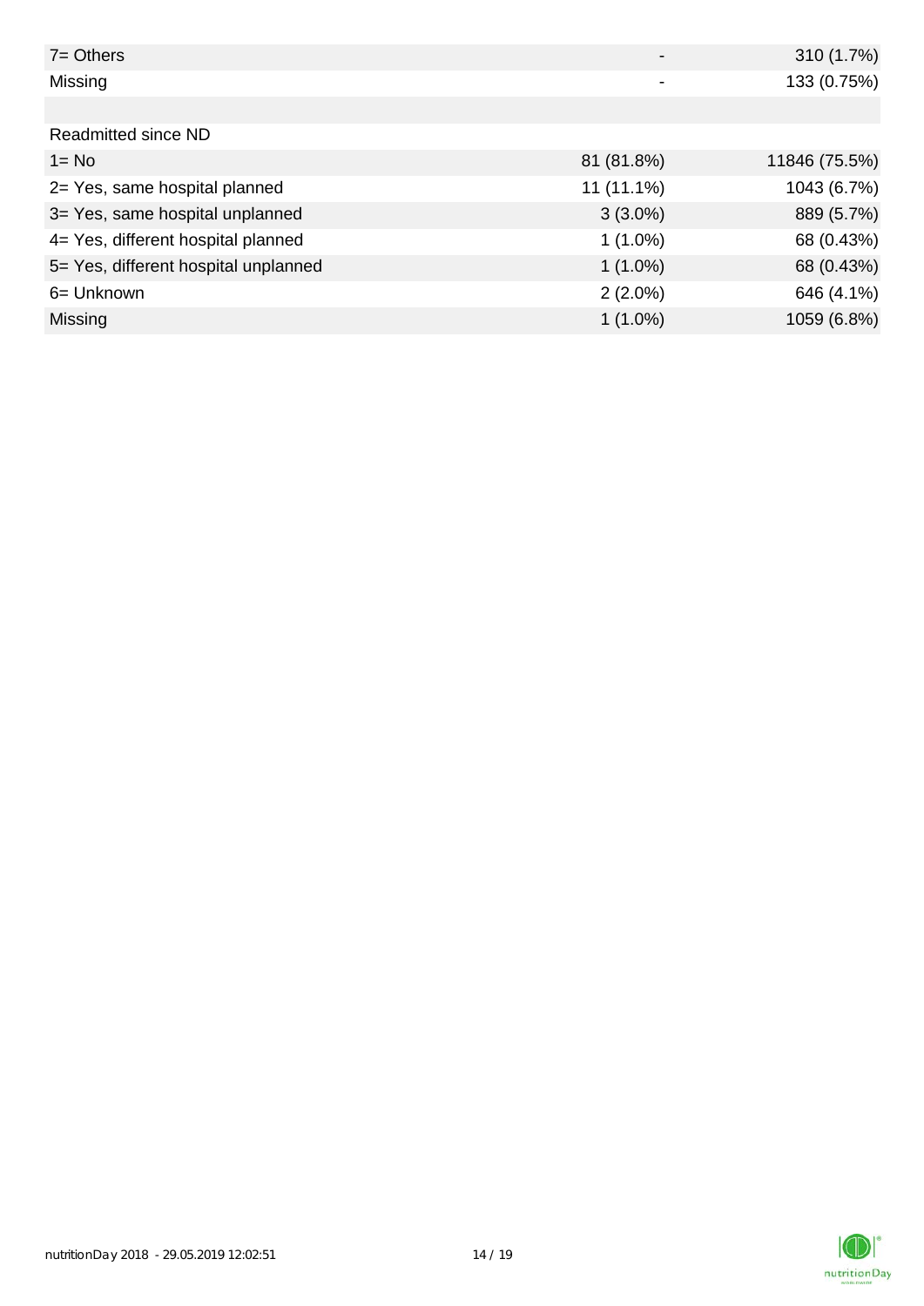| | | |
|---|---|---|
| 7= Others | - | 310 (1.7%) |
| Missing | - | 133 (0.75%) |
| | | |
| Readmitted since ND | | |
| 1= No | 81 (81.8%) | 11846 (75.5%) |
| 2= Yes, same hospital planned | 11 (11.1%) | 1043 (6.7%) |
| 3= Yes, same hospital unplanned | 3 (3.0%) | 889 (5.7%) |
| 4= Yes, different hospital planned | 1 (1.0%) | 68 (0.43%) |
| 5= Yes, different hospital unplanned | 1 (1.0%) | 68 (0.43%) |
| 6= Unknown | 2 (2.0%) | 646 (4.1%) |
| Missing | 1 (1.0%) | 1059 (6.8%) |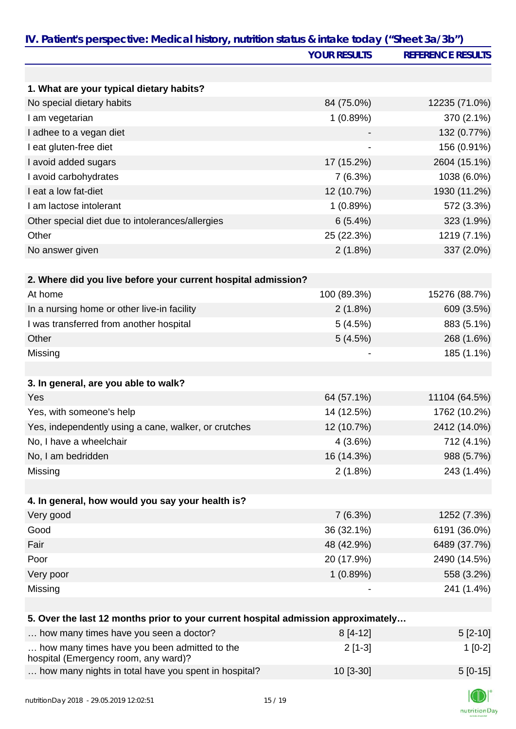## IV. Patient's perspective: Medical history, nutrition status & intake today ("Sheet 3a/3b")

| | YOUR RESULTS | REFERENCE RESULTS |
|---|---|---|
| **1. What are your typical dietary habits?** | | |
| No special dietary habits | 84 (75.0%) | 12235 (71.0%) |
| I am vegetarian | 1 (0.89%) | 370 (2.1%) |
| I adhee to a vegan diet | - | 132 (0.77%) |
| I eat gluten-free diet | - | 156 (0.91%) |
| I avoid added sugars | 17 (15.2%) | 2604 (15.1%) |
| I avoid carbohydrates | 7 (6.3%) | 1038 (6.0%) |
| I eat a low fat-diet | 12 (10.7%) | 1930 (11.2%) |
| I am lactose intolerant | 1 (0.89%) | 572 (3.3%) |
| Other special diet due to intolerances/allergies | 6 (5.4%) | 323 (1.9%) |
| Other | 25 (22.3%) | 1219 (7.1%) |
| No answer given | 2 (1.8%) | 337 (2.0%) |
| **2. Where did you live before your current hospital admission?** | | |
| At home | 100 (89.3%) | 15276 (88.7%) |
| In a nursing home or other live-in facility | 2 (1.8%) | 609 (3.5%) |
| I was transferred from another hospital | 5 (4.5%) | 883 (5.1%) |
| Other | 5 (4.5%) | 268 (1.6%) |
| Missing | - | 185 (1.1%) |
| **3. In general, are you able to walk?** | | |
| Yes | 64 (57.1%) | 11104 (64.5%) |
| Yes, with someone's help | 14 (12.5%) | 1762 (10.2%) |
| Yes, independently using a cane, walker, or crutches | 12 (10.7%) | 2412 (14.0%) |
| No, I have a wheelchair | 4 (3.6%) | 712 (4.1%) |
| No, I am bedridden | 16 (14.3%) | 988 (5.7%) |
| Missing | 2 (1.8%) | 243 (1.4%) |
| **4. In general, how would you say your health is?** | | |
| Very good | 7 (6.3%) | 1252 (7.3%) |
| Good | 36 (32.1%) | 6191 (36.0%) |
| Fair | 48 (42.9%) | 6489 (37.7%) |
| Poor | 20 (17.9%) | 2490 (14.5%) |
| Very poor | 1 (0.89%) | 558 (3.2%) |
| Missing | - | 241 (1.4%) |
| **5. Over the last 12 months prior to your current hospital admission approximately…** | | |
| … how many times have you seen a doctor? | 8 [4-12] | 5 [2-10] |
| … how many times have you been admitted to the hospital (Emergency room, any ward)? | 2 [1-3] | 1 [0-2] |
| … how many nights in total have you spent in hospital? | 10 [3-30] | 5 [0-15] |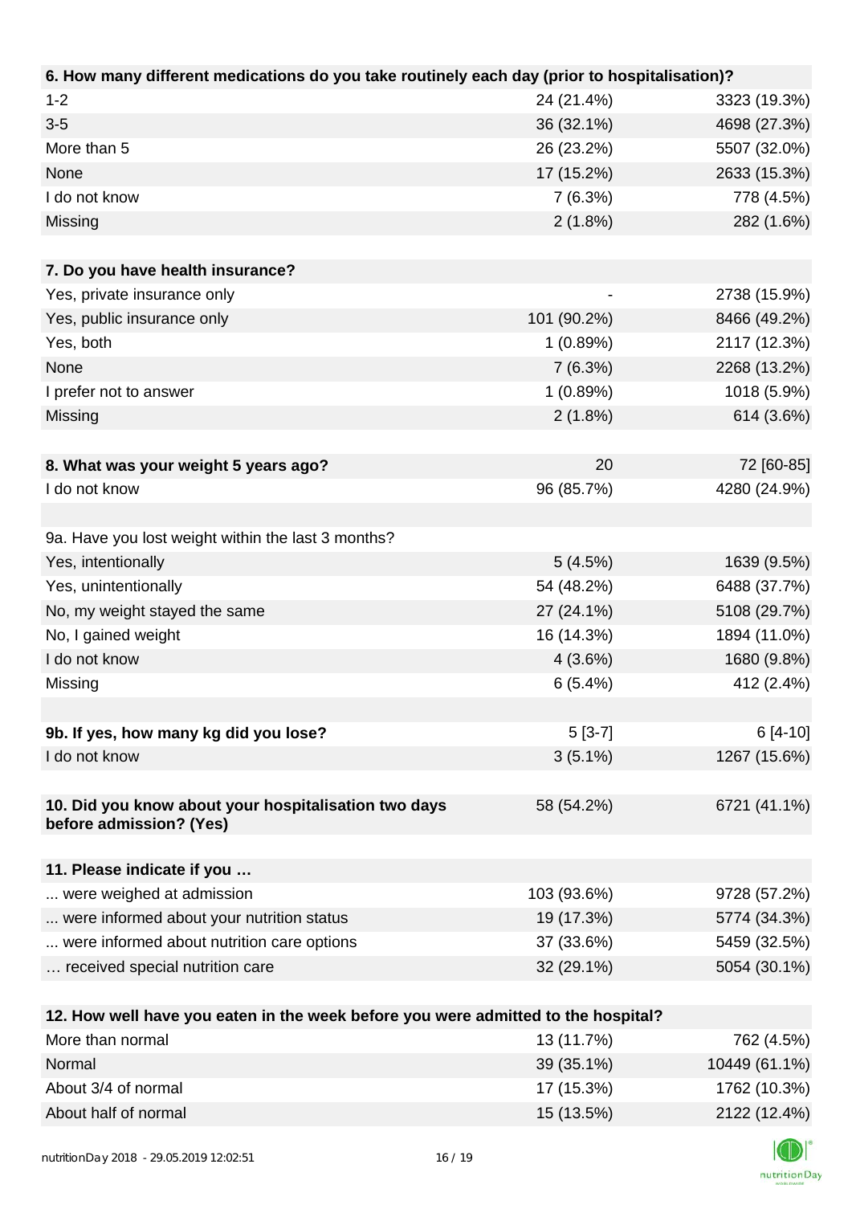| 6. How many different medications do you take routinely each day (prior to hospitalisation)? | | |
|---|---|---|
| 1-2 | 24 (21.4%) | 3323 (19.3%) |
| 3-5 | 36 (32.1%) | 4698 (27.3%) |
| More than 5 | 26 (23.2%) | 5507 (32.0%) |
| None | 17 (15.2%) | 2633 (15.3%) |
| I do not know | 7 (6.3%) | 778 (4.5%) |
| Missing | 2 (1.8%) | 282 (1.6%) |

| 7. Do you have health insurance? | | |
|---|---|---|
| Yes, private insurance only | - | 2738 (15.9%) |
| Yes, public insurance only | 101 (90.2%) | 8466 (49.2%) |
| Yes, both | 1 (0.89%) | 2117 (12.3%) |
| None | 7 (6.3%) | 2268 (13.2%) |
| I prefer not to answer | 1 (0.89%) | 1018 (5.9%) |
| Missing | 2 (1.8%) | 614 (3.6%) |

| 8. What was your weight 5 years ago? | 20 | 72 [60-85] |
|---|---|---|
| I do not know | 96 (85.7%) | 4280 (24.9%) |

| 9a. Have you lost weight within the last 3 months? | | |
|---|---|---|
| Yes, intentionally | 5 (4.5%) | 1639 (9.5%) |
| Yes, unintentionally | 54 (48.2%) | 6488 (37.7%) |
| No, my weight stayed the same | 27 (24.1%) | 5108 (29.7%) |
| No, I gained weight | 16 (14.3%) | 1894 (11.0%) |
| I do not know | 4 (3.6%) | 1680 (9.8%) |
| Missing | 6 (5.4%) | 412 (2.4%) |

| 9b. If yes, how many kg did you lose? | 5 [3-7] | 6 [4-10] |
|---|---|---|
| I do not know | 3 (5.1%) | 1267 (15.6%) |

| 10. Did you know about your hospitalisation two days before admission? (Yes) | 58 (54.2%) | 6721 (41.1%) |
|---|---|---|

| 11. Please indicate if you … | | |
|---|---|---|
| ... were weighed at admission | 103 (93.6%) | 9728 (57.2%) |
| ... were informed about your nutrition status | 19 (17.3%) | 5774 (34.3%) |
| ... were informed about nutrition care options | 37 (33.6%) | 5459 (32.5%) |
| … received special nutrition care | 32 (29.1%) | 5054 (30.1%) |

| 12. How well have you eaten in the week before you were admitted to the hospital? | | |
|---|---|---|
| More than normal | 13 (11.7%) | 762 (4.5%) |
| Normal | 39 (35.1%) | 10449 (61.1%) |
| About 3/4 of normal | 17 (15.3%) | 1762 (10.3%) |
| About half of normal | 15 (13.5%) | 2122 (12.4%) |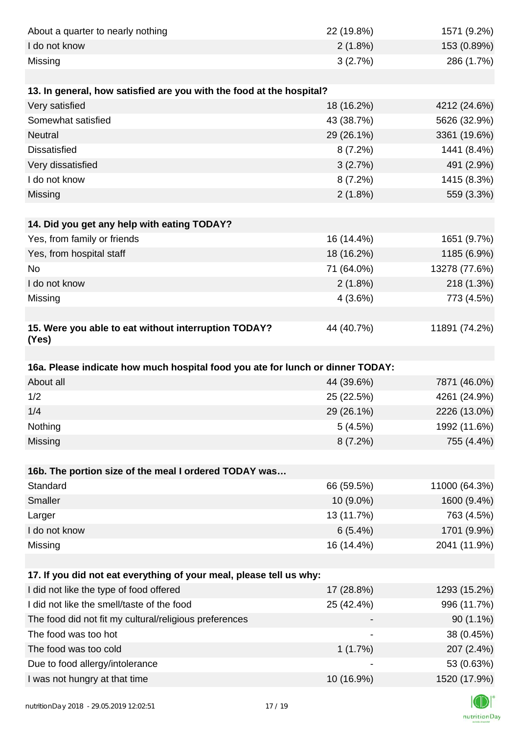| | | |
|---|---|---|
| About a quarter to nearly nothing | 22 (19.8%) | 1571 (9.2%) |
| I do not know | 2 (1.8%) | 153 (0.89%) |
| Missing | 3 (2.7%) | 286 (1.7%) |

| 13. In general, how satisfied are you with the food at the hospital? | | |
|---|---|---|
| Very satisfied | 18 (16.2%) | 4212 (24.6%) |
| Somewhat satisfied | 43 (38.7%) | 5626 (32.9%) |
| Neutral | 29 (26.1%) | 3361 (19.6%) |
| Dissatisfied | 8 (7.2%) | 1441 (8.4%) |
| Very dissatisfied | 3 (2.7%) | 491 (2.9%) |
| I do not know | 8 (7.2%) | 1415 (8.3%) |
| Missing | 2 (1.8%) | 559 (3.3%) |

| 14. Did you get any help with eating TODAY? | | |
|---|---|---|
| Yes, from family or friends | 16 (14.4%) | 1651 (9.7%) |
| Yes, from hospital staff | 18 (16.2%) | 1185 (6.9%) |
| No | 71 (64.0%) | 13278 (77.6%) |
| I do not know | 2 (1.8%) | 218 (1.3%) |
| Missing | 4 (3.6%) | 773 (4.5%) |

| 15. Were you able to eat without interruption TODAY? (Yes) | 44 (40.7%) | 11891 (74.2%) |
|---|---|---|

| 16a. Please indicate how much hospital food you ate for lunch or dinner TODAY: | | |
|---|---|---|
| About all | 44 (39.6%) | 7871 (46.0%) |
| 1/2 | 25 (22.5%) | 4261 (24.9%) |
| 1/4 | 29 (26.1%) | 2226 (13.0%) |
| Nothing | 5 (4.5%) | 1992 (11.6%) |
| Missing | 8 (7.2%) | 755 (4.4%) |

| 16b. The portion size of the meal I ordered TODAY was… | | |
|---|---|---|
| Standard | 66 (59.5%) | 11000 (64.3%) |
| Smaller | 10 (9.0%) | 1600 (9.4%) |
| Larger | 13 (11.7%) | 763 (4.5%) |
| I do not know | 6 (5.4%) | 1701 (9.9%) |
| Missing | 16 (14.4%) | 2041 (11.9%) |

| 17. If you did not eat everything of your meal, please tell us why: | | |
|---|---|---|
| I did not like the type of food offered | 17 (28.8%) | 1293 (15.2%) |
| I did not like the smell/taste of the food | 25 (42.4%) | 996 (11.7%) |
| The food did not fit my cultural/religious preferences | - | 90 (1.1%) |
| The food was too hot | - | 38 (0.45%) |
| The food was too cold | 1 (1.7%) | 207 (2.4%) |
| Due to food allergy/intolerance | - | 53 (0.63%) |
| I was not hungry at that time | 10 (16.9%) | 1520 (17.9%) |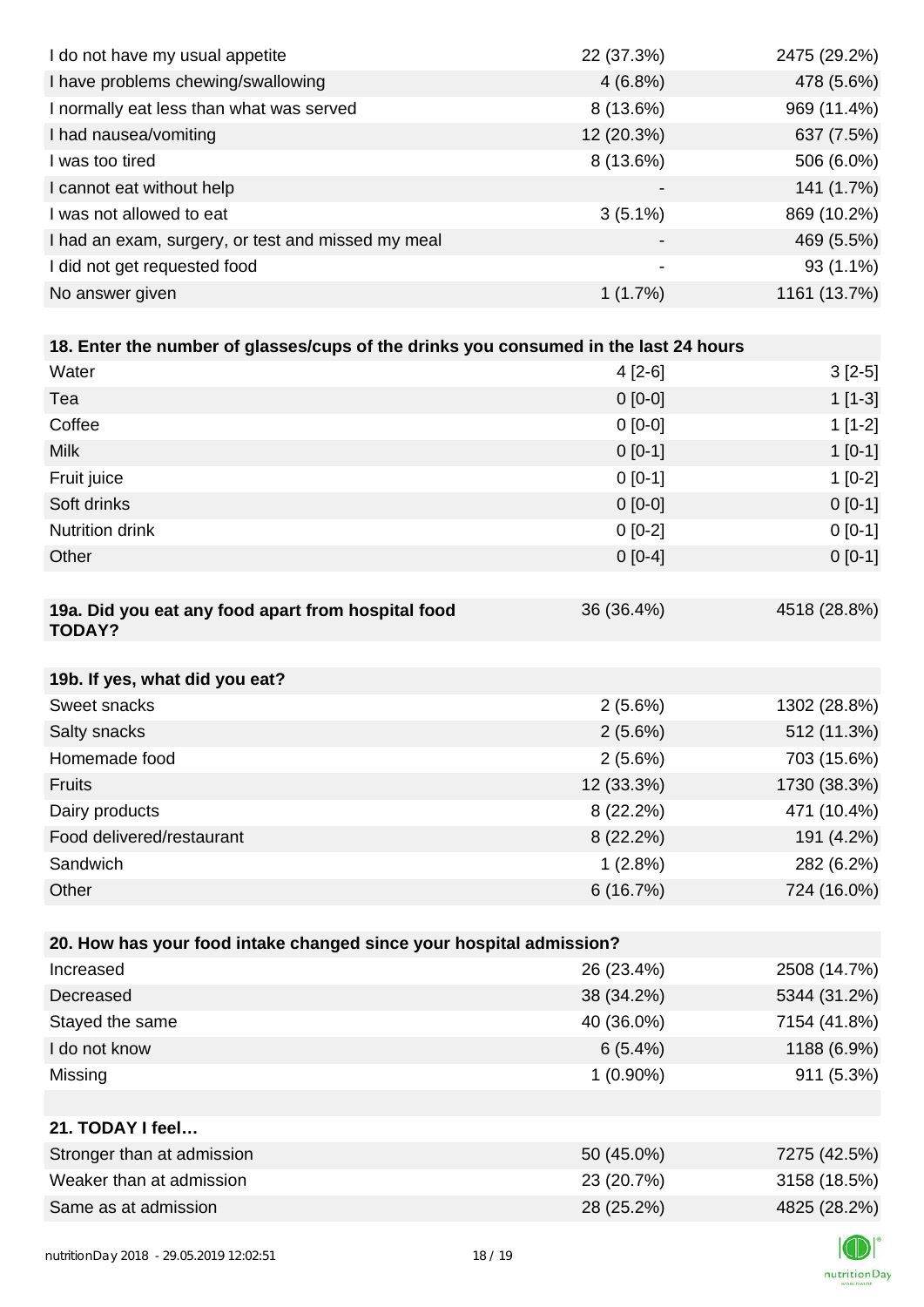| | | |
|---|---|---|
| I do not have my usual appetite | 22 (37.3%) | 2475 (29.2%) |
| I have problems chewing/swallowing | 4 (6.8%) | 478 (5.6%) |
| I normally eat less than what was served | 8 (13.6%) | 969 (11.4%) |
| I had nausea/vomiting | 12 (20.3%) | 637 (7.5%) |
| I was too tired | 8 (13.6%) | 506 (6.0%) |
| I cannot eat without help | - | 141 (1.7%) |
| I was not allowed to eat | 3 (5.1%) | 869 (10.2%) |
| I had an exam, surgery, or test and missed my meal | - | 469 (5.5%) |
| I did not get requested food | - | 93 (1.1%) |
| No answer given | 1 (1.7%) | 1161 (13.7%) |

| **18. Enter the number of glasses/cups of the drinks you consumed in the last 24 hours** | | |
|---|---|---|
| Water | 4 [2-6] | 3 [2-5] |
| Tea | 0 [0-0] | 1 [1-3] |
| Coffee | 0 [0-0] | 1 [1-2] |
| Milk | 0 [0-1] | 1 [0-1] |
| Fruit juice | 0 [0-1] | 1 [0-2] |
| Soft drinks | 0 [0-0] | 0 [0-1] |
| Nutrition drink | 0 [0-2] | 0 [0-1] |
| Other | 0 [0-4] | 0 [0-1] |

| **19a. Did you eat any food apart from hospital food TODAY?** | 36 (36.4%) | 4518 (28.8%) |
|---|---|---|

| **19b. If yes, what did you eat?** | | |
|---|---|---|
| Sweet snacks | 2 (5.6%) | 1302 (28.8%) |
| Salty snacks | 2 (5.6%) | 512 (11.3%) |
| Homemade food | 2 (5.6%) | 703 (15.6%) |
| Fruits | 12 (33.3%) | 1730 (38.3%) |
| Dairy products | 8 (22.2%) | 471 (10.4%) |
| Food delivered/restaurant | 8 (22.2%) | 191 (4.2%) |
| Sandwich | 1 (2.8%) | 282 (6.2%) |
| Other | 6 (16.7%) | 724 (16.0%) |

| **20. How has your food intake changed since your hospital admission?** | | |
|---|---|---|
| Increased | 26 (23.4%) | 2508 (14.7%) |
| Decreased | 38 (34.2%) | 5344 (31.2%) |
| Stayed the same | 40 (36.0%) | 7154 (41.8%) |
| I do not know | 6 (5.4%) | 1188 (6.9%) |
| Missing | 1 (0.90%) | 911 (5.3%) |

| **21. TODAY I feel…** | | |
|---|---|---|
| Stronger than at admission | 50 (45.0%) | 7275 (42.5%) |
| Weaker than at admission | 23 (20.7%) | 3158 (18.5%) |
| Same as at admission | 28 (25.2%) | 4825 (28.2%) |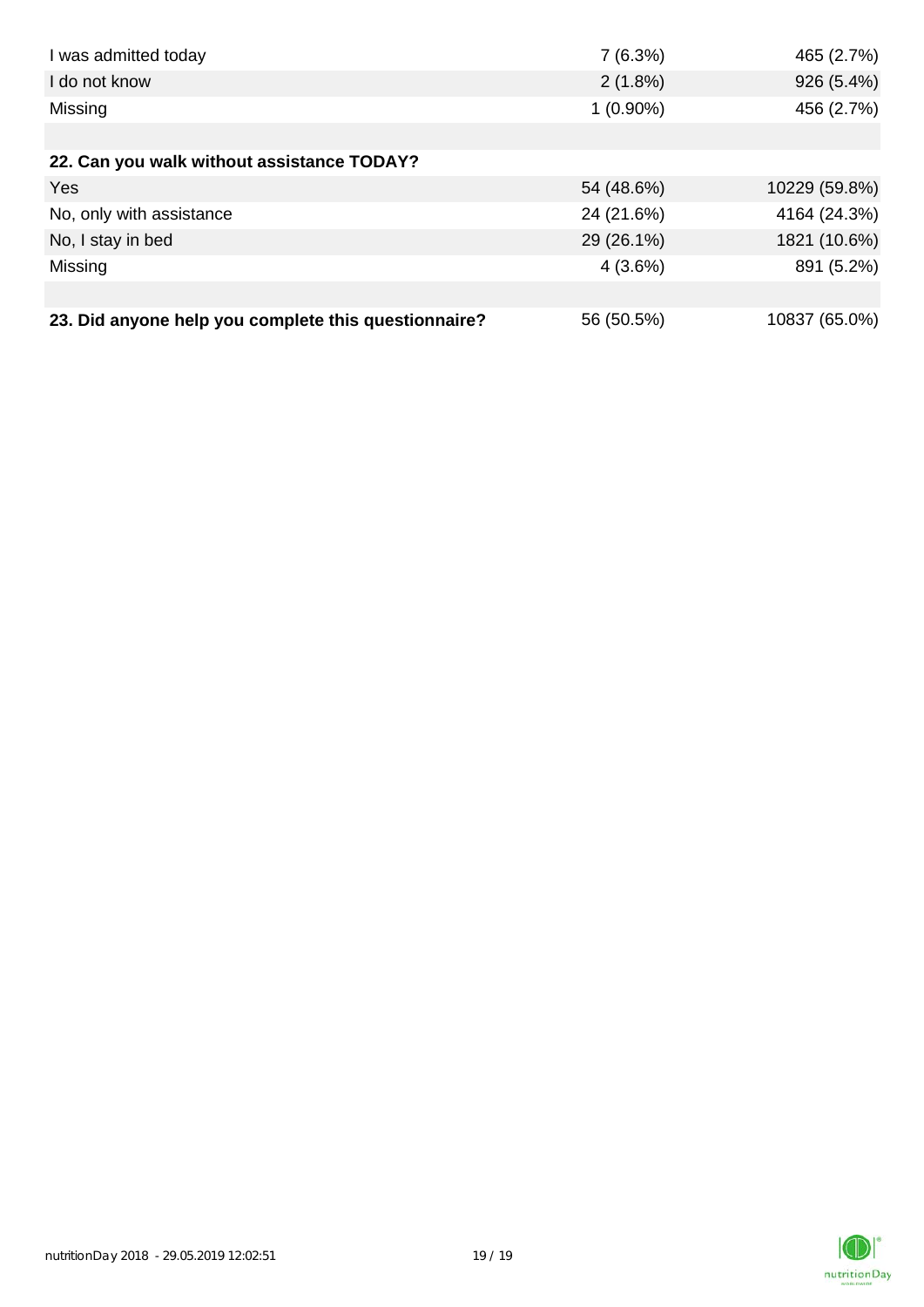| | | |
|---|---|---|
| I was admitted today | 7 (6.3%) | 465 (2.7%) |
| I do not know | 2 (1.8%) | 926 (5.4%) |
| Missing | 1 (0.90%) | 456 (2.7%) |
| | | |
| **22. Can you walk without assistance TODAY?** | | |
| Yes | 54 (48.6%) | 10229 (59.8%) |
| No, only with assistance | 24 (21.6%) | 4164 (24.3%) |
| No, I stay in bed | 29 (26.1%) | 1821 (10.6%) |
| Missing | 4 (3.6%) | 891 (5.2%) |
| | | |
| **23. Did anyone help you complete this questionnaire?** | 56 (50.5%) | 10837 (65.0%) |